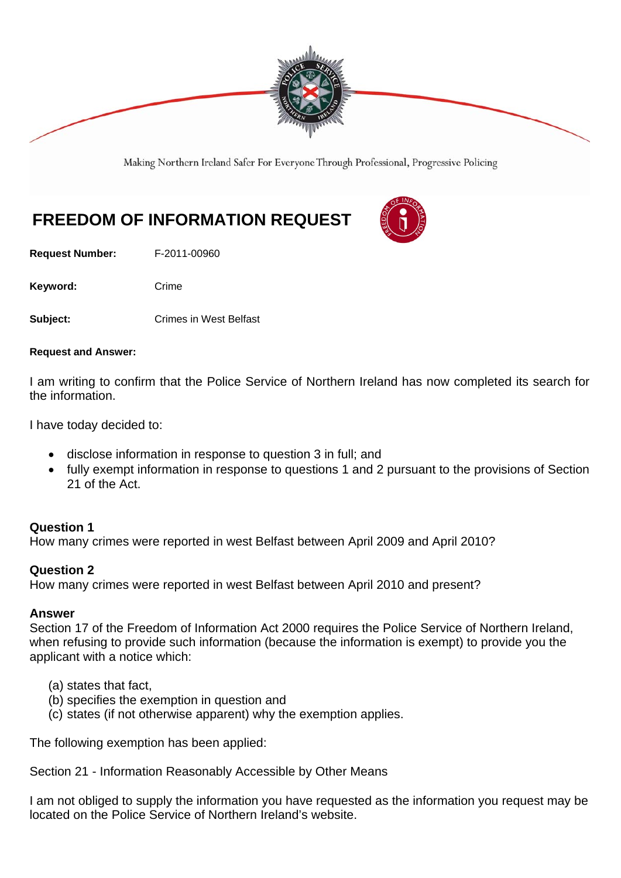Making Northern Ireland Safer For Everyone Through Professional, Progressive Policing

# FREEDOM OF INFORMATION REQUEST

**Request Number:** F-2011-00960

**Keyword:** Crime

**Subject:** Crimes in West Belfast

**Request and Answer:**

I am writing to confirm that the Police Service of Northern Ireland has now completed its search for the information.

I have today decided to:

- disclose information in response to question 3 in full; and
- fully exempt information in response to questions 1 and 2 pursuant to the provisions of Section 21 of the Act.

### Question 1

How many crimes were reported in west Belfast between April 2009 and April 2010?

### Question 2

How many crimes were reported in west Belfast between April 2010 and present?

### Answer

Section 17 of the Freedom of Information Act 2000 requires the Police Service of Northern Ireland, when refusing to provide such information (because the information is exempt) to provide you the applicant with a notice which:

(a) states that fact,
(b) specifies the exemption in question and
(c) states (if not otherwise apparent) why the exemption applies.

The following exemption has been applied:

Section 21 - Information Reasonably Accessible by Other Means

I am not obliged to supply the information you have requested as the information you request may be located on the Police Service of Northern Ireland's website.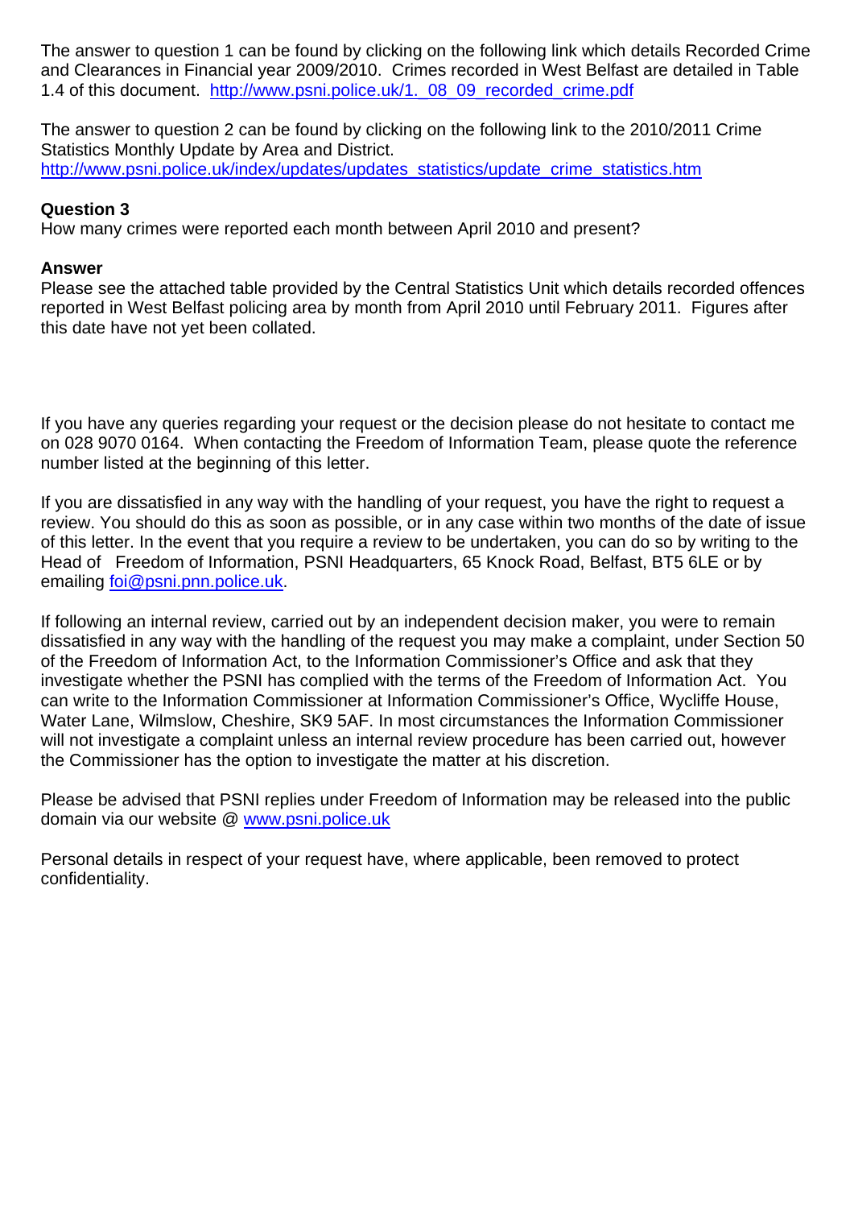The answer to question 1 can be found by clicking on the following link which details Recorded Crime and Clearances in Financial year 2009/2010. Crimes recorded in West Belfast are detailed in Table 1.4 of this document. [http://www.psni.police.uk/1._08_09_recorded_crime.pdf](http://www.psni.police.uk/1._08_09_recorded_crime.pdf)

The answer to question 2 can be found by clicking on the following link to the 2010/2011 Crime Statistics Monthly Update by Area and District.
[http://www.psni.police.uk/index/updates/updates_statistics/update_crime_statistics.htm](http://www.psni.police.uk/index/updates/updates_statistics/update_crime_statistics.htm)

**Question 3**
How many crimes were reported each month between April 2010 and present?

**Answer**
Please see the attached table provided by the Central Statistics Unit which details recorded offences reported in West Belfast policing area by month from April 2010 until February 2011. Figures after this date have not yet been collated.

If you have any queries regarding your request or the decision please do not hesitate to contact me on 028 9070 0164. When contacting the Freedom of Information Team, please quote the reference number listed at the beginning of this letter.

If you are dissatisfied in any way with the handling of your request, you have the right to request a review. You should do this as soon as possible, or in any case within two months of the date of issue of this letter. In the event that you require a review to be undertaken, you can do so by writing to the Head of Freedom of Information, PSNI Headquarters, 65 Knock Road, Belfast, BT5 6LE or by emailing [foi@psni.pnn.police.uk](mailto:foi@psni.pnn.police.uk).

If following an internal review, carried out by an independent decision maker, you were to remain dissatisfied in any way with the handling of the request you may make a complaint, under Section 50 of the Freedom of Information Act, to the Information Commissioner's Office and ask that they investigate whether the PSNI has complied with the terms of the Freedom of Information Act. You can write to the Information Commissioner at Information Commissioner's Office, Wycliffe House, Water Lane, Wilmslow, Cheshire, SK9 5AF. In most circumstances the Information Commissioner will not investigate a complaint unless an internal review procedure has been carried out, however the Commissioner has the option to investigate the matter at his discretion.

Please be advised that PSNI replies under Freedom of Information may be released into the public domain via our website @ [www.psni.police.uk](http://www.psni.police.uk)

Personal details in respect of your request have, where applicable, been removed to protect confidentiality.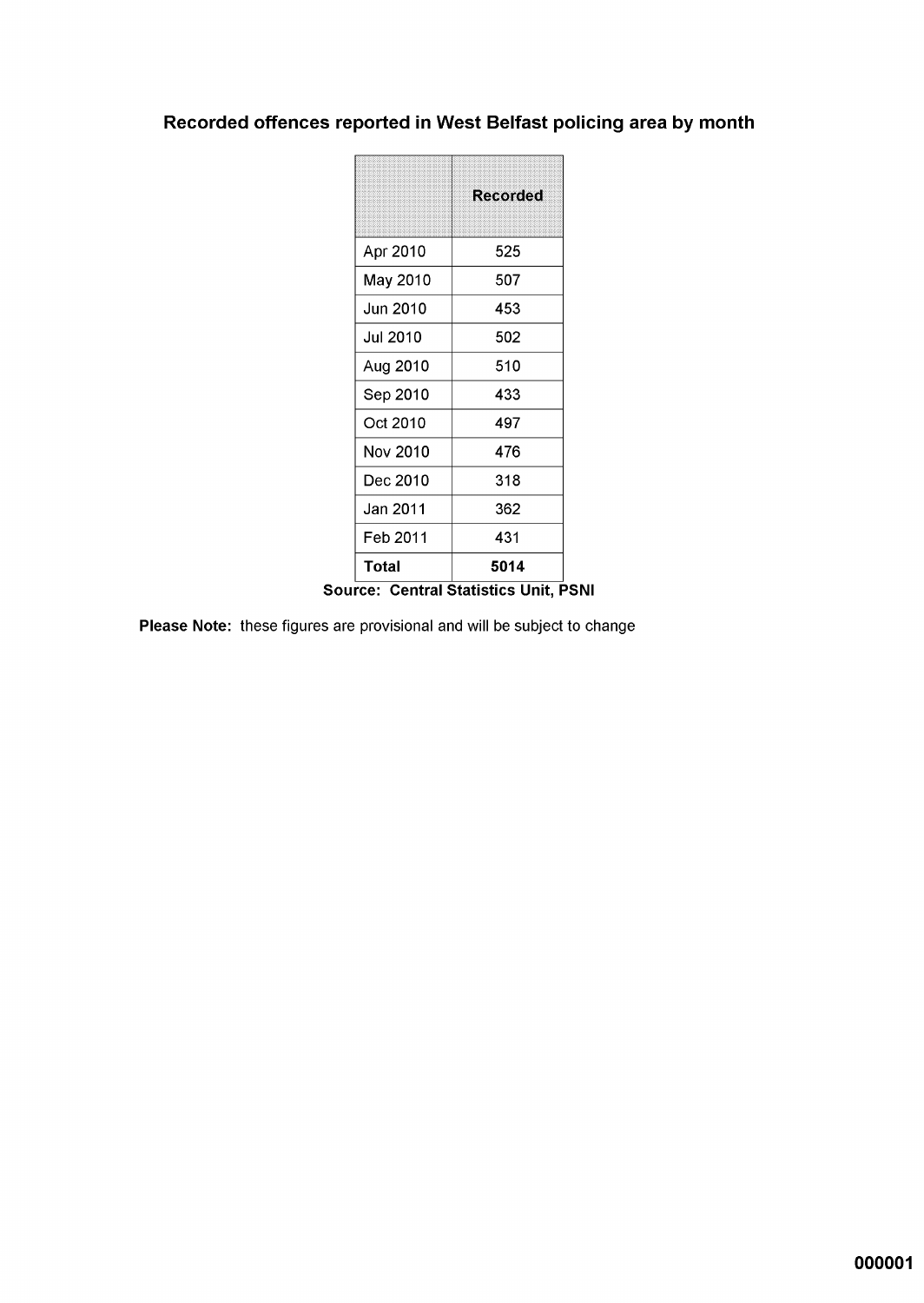## Recorded offences reported in West Belfast policing area by month

| | Recorded |
|---|---|
| Apr 2010 | 525 |
| May 2010 | 507 |
| Jun 2010 | 453 |
| Jul 2010 | 502 |
| Aug 2010 | 510 |
| Sep 2010 | 433 |
| Oct 2010 | 497 |
| Nov 2010 | 476 |
| Dec 2010 | 318 |
| Jan 2011 | 362 |
| Feb 2011 | 431 |
| **Total** | **5014** |

**Source: Central Statistics Unit, PSNI**

**Please Note:** these figures are provisional and will be subject to change

**000001**